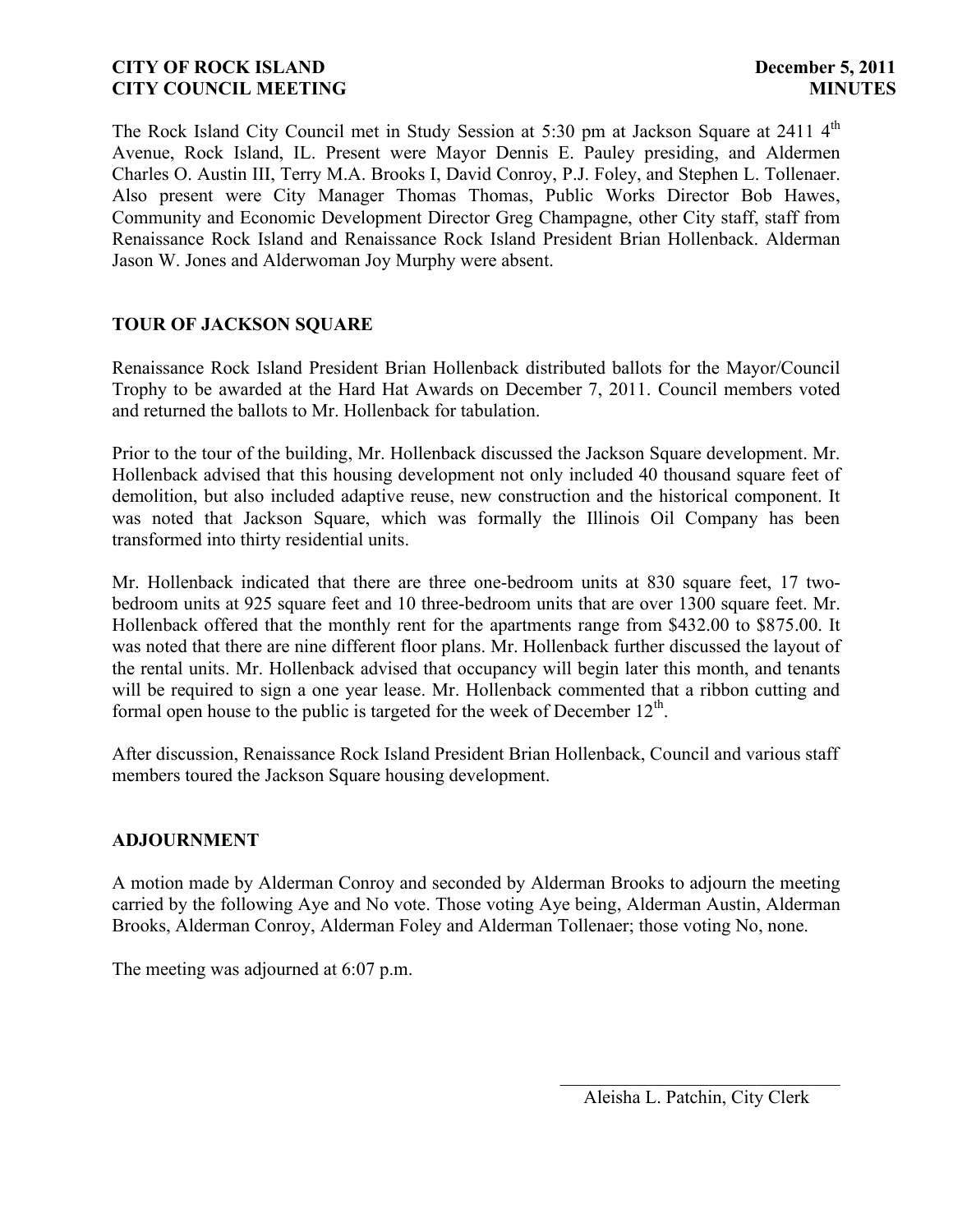**CITY OF ROCK ISLAND** **December 5, 2011**
**CITY COUNCIL MEETING** **MINUTES**

The Rock Island City Council met in Study Session at 5:30 pm at Jackson Square at 2411 4th Avenue, Rock Island, IL. Present were Mayor Dennis E. Pauley presiding, and Aldermen Charles O. Austin III, Terry M.A. Brooks I, David Conroy, P.J. Foley, and Stephen L. Tollenaer. Also present were City Manager Thomas Thomas, Public Works Director Bob Hawes, Community and Economic Development Director Greg Champagne, other City staff, staff from Renaissance Rock Island and Renaissance Rock Island President Brian Hollenback. Alderman Jason W. Jones and Alderwoman Joy Murphy were absent.

## TOUR OF JACKSON SQUARE

Renaissance Rock Island President Brian Hollenback distributed ballots for the Mayor/Council Trophy to be awarded at the Hard Hat Awards on December 7, 2011. Council members voted and returned the ballots to Mr. Hollenback for tabulation.

Prior to the tour of the building, Mr. Hollenback discussed the Jackson Square development. Mr. Hollenback advised that this housing development not only included 40 thousand square feet of demolition, but also included adaptive reuse, new construction and the historical component. It was noted that Jackson Square, which was formally the Illinois Oil Company has been transformed into thirty residential units.

Mr. Hollenback indicated that there are three one-bedroom units at 830 square feet, 17 two-bedroom units at 925 square feet and 10 three-bedroom units that are over 1300 square feet. Mr. Hollenback offered that the monthly rent for the apartments range from $432.00 to $875.00. It was noted that there are nine different floor plans. Mr. Hollenback further discussed the layout of the rental units. Mr. Hollenback advised that occupancy will begin later this month, and tenants will be required to sign a one year lease. Mr. Hollenback commented that a ribbon cutting and formal open house to the public is targeted for the week of December 12th.

After discussion, Renaissance Rock Island President Brian Hollenback, Council and various staff members toured the Jackson Square housing development.

## ADJOURNMENT

A motion made by Alderman Conroy and seconded by Alderman Brooks to adjourn the meeting carried by the following Aye and No vote. Those voting Aye being, Alderman Austin, Alderman Brooks, Alderman Conroy, Alderman Foley and Alderman Tollenaer; those voting No, none.

The meeting was adjourned at 6:07 p.m.

\_\_\_\_\_\_\_\_\_\_\_\_\_\_\_\_\_\_\_\_\_\_\_\_\_\_\_\_\_\_

Aleisha L. Patchin, City Clerk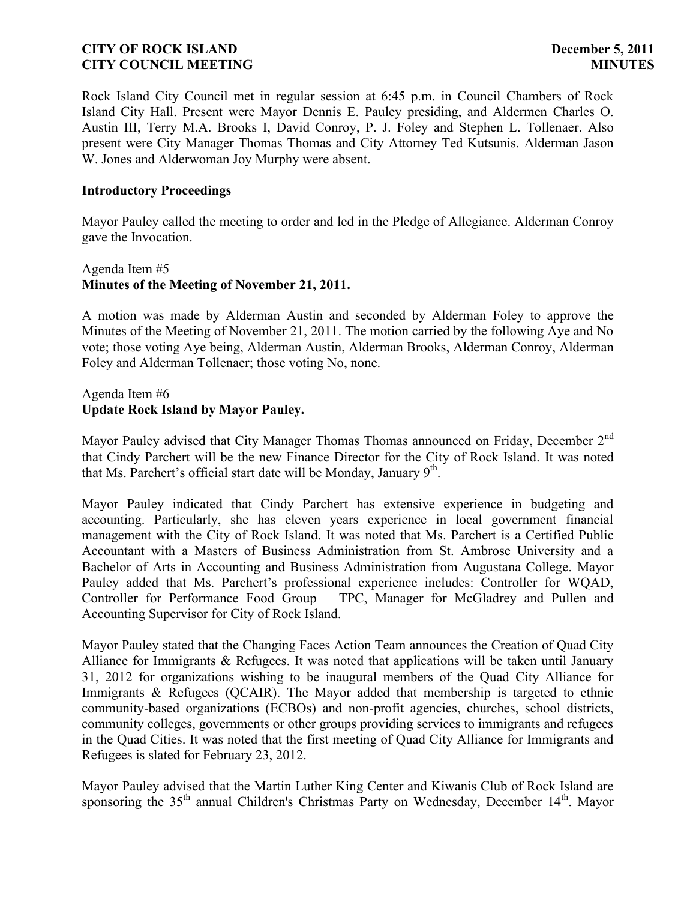Rock Island City Council met in regular session at 6:45 p.m. in Council Chambers of Rock Island City Hall. Present were Mayor Dennis E. Pauley presiding, and Aldermen Charles O. Austin III, Terry M.A. Brooks I, David Conroy, P. J. Foley and Stephen L. Tollenaer. Also present were City Manager Thomas Thomas and City Attorney Ted Kutsunis. Alderman Jason W. Jones and Alderwoman Joy Murphy were absent.

**Introductory Proceedings**

Mayor Pauley called the meeting to order and led in the Pledge of Allegiance. Alderman Conroy gave the Invocation.

Agenda Item #5
**Minutes of the Meeting of November 21, 2011.**

A motion was made by Alderman Austin and seconded by Alderman Foley to approve the Minutes of the Meeting of November 21, 2011. The motion carried by the following Aye and No vote; those voting Aye being, Alderman Austin, Alderman Brooks, Alderman Conroy, Alderman Foley and Alderman Tollenaer; those voting No, none.

Agenda Item #6
**Update Rock Island by Mayor Pauley.**

Mayor Pauley advised that City Manager Thomas Thomas announced on Friday, December 2nd that Cindy Parchert will be the new Finance Director for the City of Rock Island. It was noted that Ms. Parchert's official start date will be Monday, January 9th.

Mayor Pauley indicated that Cindy Parchert has extensive experience in budgeting and accounting. Particularly, she has eleven years experience in local government financial management with the City of Rock Island. It was noted that Ms. Parchert is a Certified Public Accountant with a Masters of Business Administration from St. Ambrose University and a Bachelor of Arts in Accounting and Business Administration from Augustana College. Mayor Pauley added that Ms. Parchert's professional experience includes: Controller for WQAD, Controller for Performance Food Group – TPC, Manager for McGladrey and Pullen and Accounting Supervisor for City of Rock Island.

Mayor Pauley stated that the Changing Faces Action Team announces the Creation of Quad City Alliance for Immigrants & Refugees. It was noted that applications will be taken until January 31, 2012 for organizations wishing to be inaugural members of the Quad City Alliance for Immigrants & Refugees (QCAIR). The Mayor added that membership is targeted to ethnic community-based organizations (ECBOs) and non-profit agencies, churches, school districts, community colleges, governments or other groups providing services to immigrants and refugees in the Quad Cities. It was noted that the first meeting of Quad City Alliance for Immigrants and Refugees is slated for February 23, 2012.

Mayor Pauley advised that the Martin Luther King Center and Kiwanis Club of Rock Island are sponsoring the 35th annual Children's Christmas Party on Wednesday, December 14th. Mayor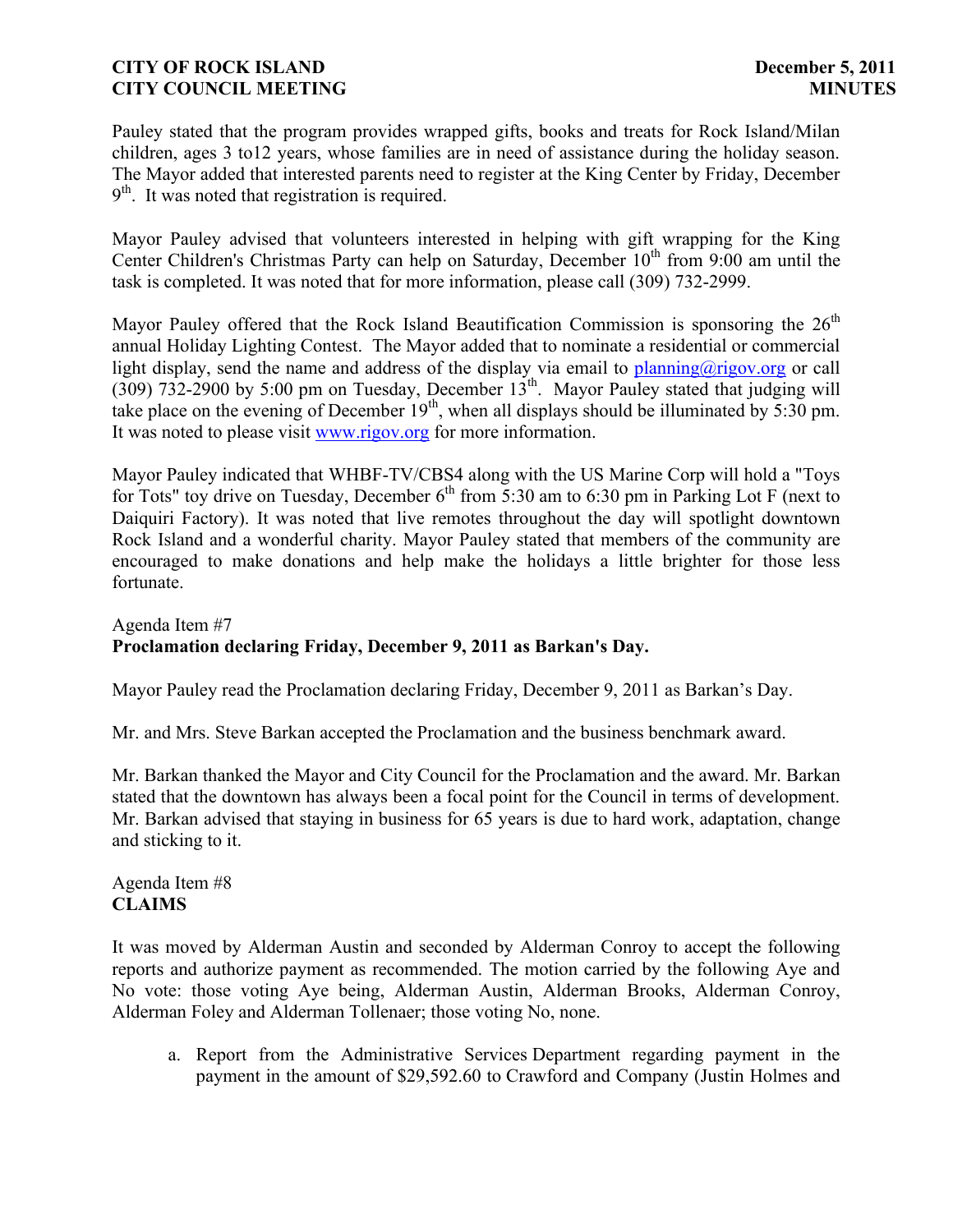Pauley stated that the program provides wrapped gifts, books and treats for Rock Island/Milan children, ages 3 to12 years, whose families are in need of assistance during the holiday season. The Mayor added that interested parents need to register at the King Center by Friday, December 9th. It was noted that registration is required.

Mayor Pauley advised that volunteers interested in helping with gift wrapping for the King Center Children's Christmas Party can help on Saturday, December 10th from 9:00 am until the task is completed. It was noted that for more information, please call (309) 732-2999.

Mayor Pauley offered that the Rock Island Beautification Commission is sponsoring the 26th annual Holiday Lighting Contest. The Mayor added that to nominate a residential or commercial light display, send the name and address of the display via email to planning@rigov.org or call (309) 732-2900 by 5:00 pm on Tuesday, December 13th. Mayor Pauley stated that judging will take place on the evening of December 19th, when all displays should be illuminated by 5:30 pm. It was noted to please visit www.rigov.org for more information.

Mayor Pauley indicated that WHBF-TV/CBS4 along with the US Marine Corp will hold a "Toys for Tots" toy drive on Tuesday, December 6th from 5:30 am to 6:30 pm in Parking Lot F (next to Daiquiri Factory). It was noted that live remotes throughout the day will spotlight downtown Rock Island and a wonderful charity. Mayor Pauley stated that members of the community are encouraged to make donations and help make the holidays a little brighter for those less fortunate.

Agenda Item #7
**Proclamation declaring Friday, December 9, 2011 as Barkan's Day.**

Mayor Pauley read the Proclamation declaring Friday, December 9, 2011 as Barkan's Day.

Mr. and Mrs. Steve Barkan accepted the Proclamation and the business benchmark award.

Mr. Barkan thanked the Mayor and City Council for the Proclamation and the award. Mr. Barkan stated that the downtown has always been a focal point for the Council in terms of development. Mr. Barkan advised that staying in business for 65 years is due to hard work, adaptation, change and sticking to it.

Agenda Item #8
**CLAIMS**

It was moved by Alderman Austin and seconded by Alderman Conroy to accept the following reports and authorize payment as recommended. The motion carried by the following Aye and No vote: those voting Aye being, Alderman Austin, Alderman Brooks, Alderman Conroy, Alderman Foley and Alderman Tollenaer; those voting No, none.

a. Report from the Administrative Services Department regarding payment in the payment in the amount of $29,592.60 to Crawford and Company (Justin Holmes and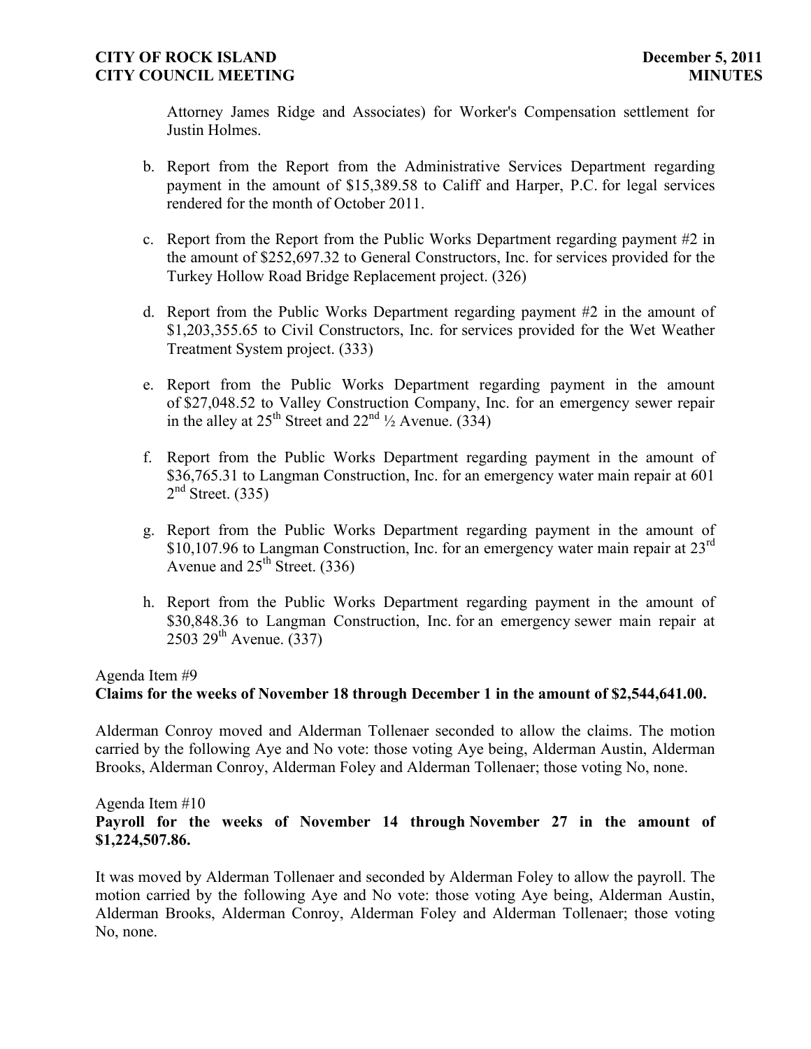Attorney James Ridge and Associates) for Worker's Compensation settlement for Justin Holmes.

b. Report from the Report from the Administrative Services Department regarding payment in the amount of $15,389.58 to Califf and Harper, P.C. for legal services rendered for the month of October 2011.

c. Report from the Report from the Public Works Department regarding payment #2 in the amount of $252,697.32 to General Constructors, Inc. for services provided for the Turkey Hollow Road Bridge Replacement project. (326)

d. Report from the Public Works Department regarding payment #2 in the amount of $1,203,355.65 to Civil Constructors, Inc. for services provided for the Wet Weather Treatment System project. (333)

e. Report from the Public Works Department regarding payment in the amount of $27,048.52 to Valley Construction Company, Inc. for an emergency sewer repair in the alley at 25th Street and 22nd ½ Avenue. (334)

f. Report from the Public Works Department regarding payment in the amount of $36,765.31 to Langman Construction, Inc. for an emergency water main repair at 601 2nd Street. (335)

g. Report from the Public Works Department regarding payment in the amount of $10,107.96 to Langman Construction, Inc. for an emergency water main repair at 23rd Avenue and 25th Street. (336)

h. Report from the Public Works Department regarding payment in the amount of $30,848.36 to Langman Construction, Inc. for an emergency sewer main repair at 2503 29th Avenue. (337)

Agenda Item #9
**Claims for the weeks of November 18 through December 1 in the amount of $2,544,641.00.**

Alderman Conroy moved and Alderman Tollenaer seconded to allow the claims. The motion carried by the following Aye and No vote: those voting Aye being, Alderman Austin, Alderman Brooks, Alderman Conroy, Alderman Foley and Alderman Tollenaer; those voting No, none.

Agenda Item #10
**Payroll for the weeks of November 14 through November 27 in the amount of $1,224,507.86.**

It was moved by Alderman Tollenaer and seconded by Alderman Foley to allow the payroll. The motion carried by the following Aye and No vote: those voting Aye being, Alderman Austin, Alderman Brooks, Alderman Conroy, Alderman Foley and Alderman Tollenaer; those voting No, none.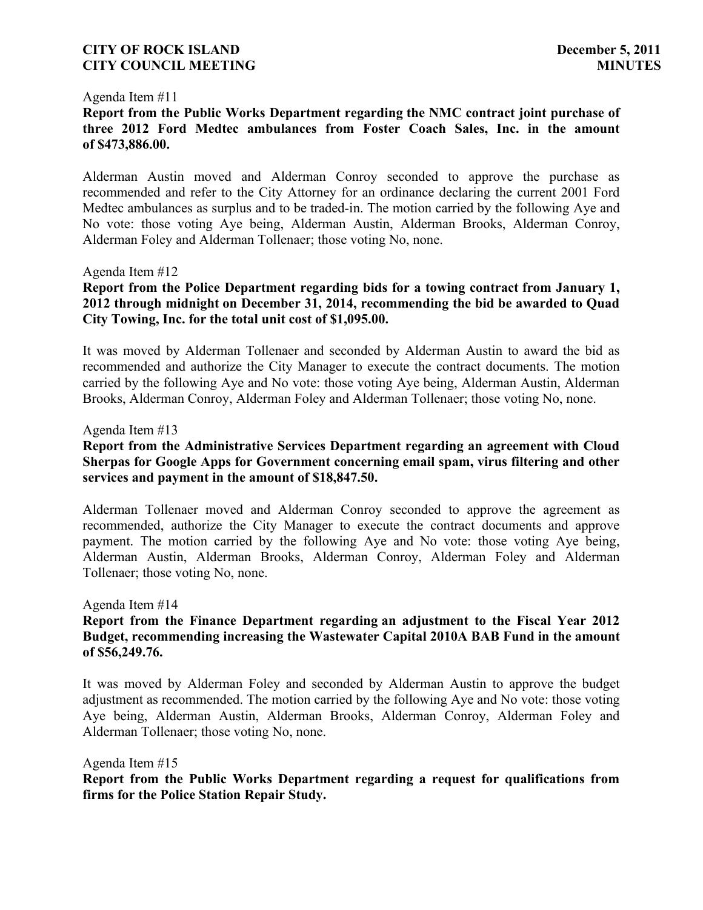Agenda Item #11

**Report from the Public Works Department regarding the NMC contract joint purchase of three 2012 Ford Medtec ambulances from Foster Coach Sales, Inc. in the amount of $473,886.00.**

Alderman Austin moved and Alderman Conroy seconded to approve the purchase as recommended and refer to the City Attorney for an ordinance declaring the current 2001 Ford Medtec ambulances as surplus and to be traded-in. The motion carried by the following Aye and No vote: those voting Aye being, Alderman Austin, Alderman Brooks, Alderman Conroy, Alderman Foley and Alderman Tollenaer; those voting No, none.

Agenda Item #12

**Report from the Police Department regarding bids for a towing contract from January 1, 2012 through midnight on December 31, 2014, recommending the bid be awarded to Quad City Towing, Inc. for the total unit cost of $1,095.00.**

It was moved by Alderman Tollenaer and seconded by Alderman Austin to award the bid as recommended and authorize the City Manager to execute the contract documents. The motion carried by the following Aye and No vote: those voting Aye being, Alderman Austin, Alderman Brooks, Alderman Conroy, Alderman Foley and Alderman Tollenaer; those voting No, none.

Agenda Item #13

**Report from the Administrative Services Department regarding an agreement with Cloud Sherpas for Google Apps for Government concerning email spam, virus filtering and other services and payment in the amount of $18,847.50.**

Alderman Tollenaer moved and Alderman Conroy seconded to approve the agreement as recommended, authorize the City Manager to execute the contract documents and approve payment. The motion carried by the following Aye and No vote: those voting Aye being, Alderman Austin, Alderman Brooks, Alderman Conroy, Alderman Foley and Alderman Tollenaer; those voting No, none.

Agenda Item #14

**Report from the Finance Department regarding an adjustment to the Fiscal Year 2012 Budget, recommending increasing the Wastewater Capital 2010A BAB Fund in the amount of $56,249.76.**

It was moved by Alderman Foley and seconded by Alderman Austin to approve the budget adjustment as recommended. The motion carried by the following Aye and No vote: those voting Aye being, Alderman Austin, Alderman Brooks, Alderman Conroy, Alderman Foley and Alderman Tollenaer; those voting No, none.

Agenda Item #15

**Report from the Public Works Department regarding a request for qualifications from firms for the Police Station Repair Study.**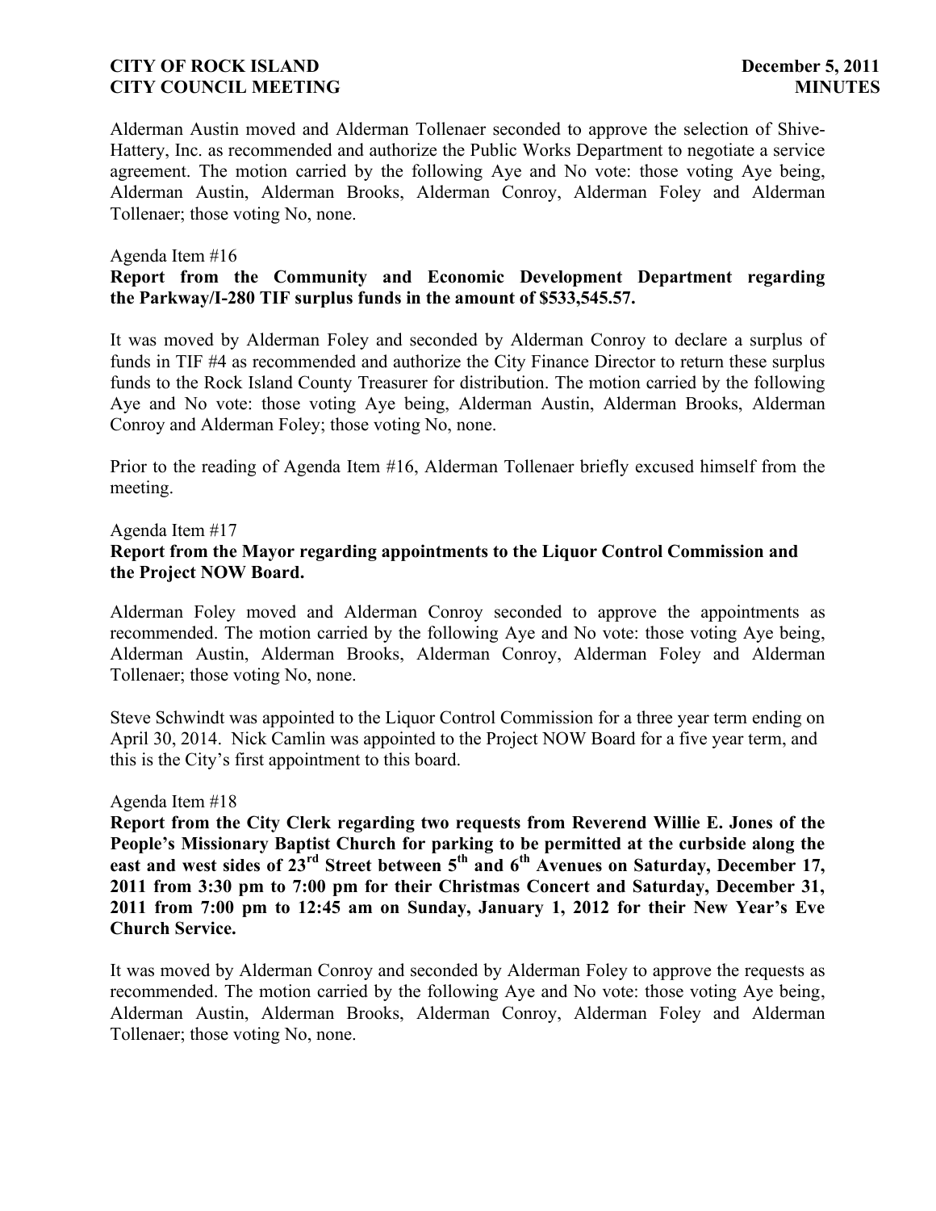Alderman Austin moved and Alderman Tollenaer seconded to approve the selection of Shive-Hattery, Inc. as recommended and authorize the Public Works Department to negotiate a service agreement. The motion carried by the following Aye and No vote: those voting Aye being, Alderman Austin, Alderman Brooks, Alderman Conroy, Alderman Foley and Alderman Tollenaer; those voting No, none.

Agenda Item #16

**Report from the Community and Economic Development Department regarding the Parkway/I-280 TIF surplus funds in the amount of $533,545.57.**

It was moved by Alderman Foley and seconded by Alderman Conroy to declare a surplus of funds in TIF #4 as recommended and authorize the City Finance Director to return these surplus funds to the Rock Island County Treasurer for distribution. The motion carried by the following Aye and No vote: those voting Aye being, Alderman Austin, Alderman Brooks, Alderman Conroy and Alderman Foley; those voting No, none.

Prior to the reading of Agenda Item #16, Alderman Tollenaer briefly excused himself from the meeting.

Agenda Item #17

**Report from the Mayor regarding appointments to the Liquor Control Commission and the Project NOW Board.**

Alderman Foley moved and Alderman Conroy seconded to approve the appointments as recommended. The motion carried by the following Aye and No vote: those voting Aye being, Alderman Austin, Alderman Brooks, Alderman Conroy, Alderman Foley and Alderman Tollenaer; those voting No, none.

Steve Schwindt was appointed to the Liquor Control Commission for a three year term ending on April 30, 2014. Nick Camlin was appointed to the Project NOW Board for a five year term, and this is the City's first appointment to this board.

Agenda Item #18

**Report from the City Clerk regarding two requests from Reverend Willie E. Jones of the People's Missionary Baptist Church for parking to be permitted at the curbside along the east and west sides of 23rd Street between 5th and 6th Avenues on Saturday, December 17, 2011 from 3:30 pm to 7:00 pm for their Christmas Concert and Saturday, December 31, 2011 from 7:00 pm to 12:45 am on Sunday, January 1, 2012 for their New Year's Eve Church Service.**

It was moved by Alderman Conroy and seconded by Alderman Foley to approve the requests as recommended. The motion carried by the following Aye and No vote: those voting Aye being, Alderman Austin, Alderman Brooks, Alderman Conroy, Alderman Foley and Alderman Tollenaer; those voting No, none.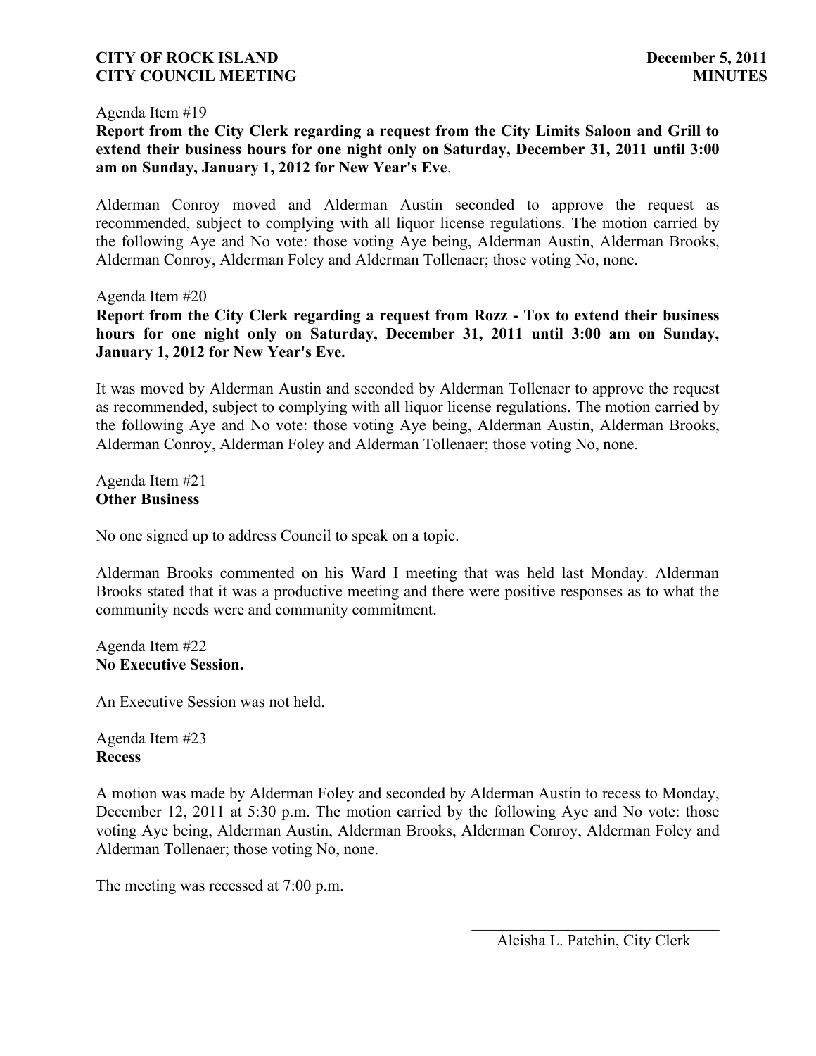Agenda Item #19

**Report from the City Clerk regarding a request from the City Limits Saloon and Grill to extend their business hours for one night only on Saturday, December 31, 2011 until 3:00 am on Sunday, January 1, 2012 for New Year's Eve**.

Alderman Conroy moved and Alderman Austin seconded to approve the request as recommended, subject to complying with all liquor license regulations. The motion carried by the following Aye and No vote: those voting Aye being, Alderman Austin, Alderman Brooks, Alderman Conroy, Alderman Foley and Alderman Tollenaer; those voting No, none.

Agenda Item #20

**Report from the City Clerk regarding a request from Rozz - Tox to extend their business hours for one night only on Saturday, December 31, 2011 until 3:00 am on Sunday, January 1, 2012 for New Year's Eve.**

It was moved by Alderman Austin and seconded by Alderman Tollenaer to approve the request as recommended, subject to complying with all liquor license regulations. The motion carried by the following Aye and No vote: those voting Aye being, Alderman Austin, Alderman Brooks, Alderman Conroy, Alderman Foley and Alderman Tollenaer; those voting No, none.

Agenda Item #21

**Other Business**

No one signed up to address Council to speak on a topic.

Alderman Brooks commented on his Ward I meeting that was held last Monday. Alderman Brooks stated that it was a productive meeting and there were positive responses as to what the community needs were and community commitment.

Agenda Item #22

**No Executive Session.**

An Executive Session was not held.

Agenda Item #23

**Recess**

A motion was made by Alderman Foley and seconded by Alderman Austin to recess to Monday, December 12, 2011 at 5:30 p.m. The motion carried by the following Aye and No vote: those voting Aye being, Alderman Austin, Alderman Brooks, Alderman Conroy, Alderman Foley and Alderman Tollenaer; those voting No, none.

The meeting was recessed at 7:00 p.m.

\_\_\_\_\_\_\_\_\_\_\_\_\_\_\_\_\_\_\_\_\_\_\_\_\_\_\_\_\_\_

Aleisha L. Patchin, City Clerk